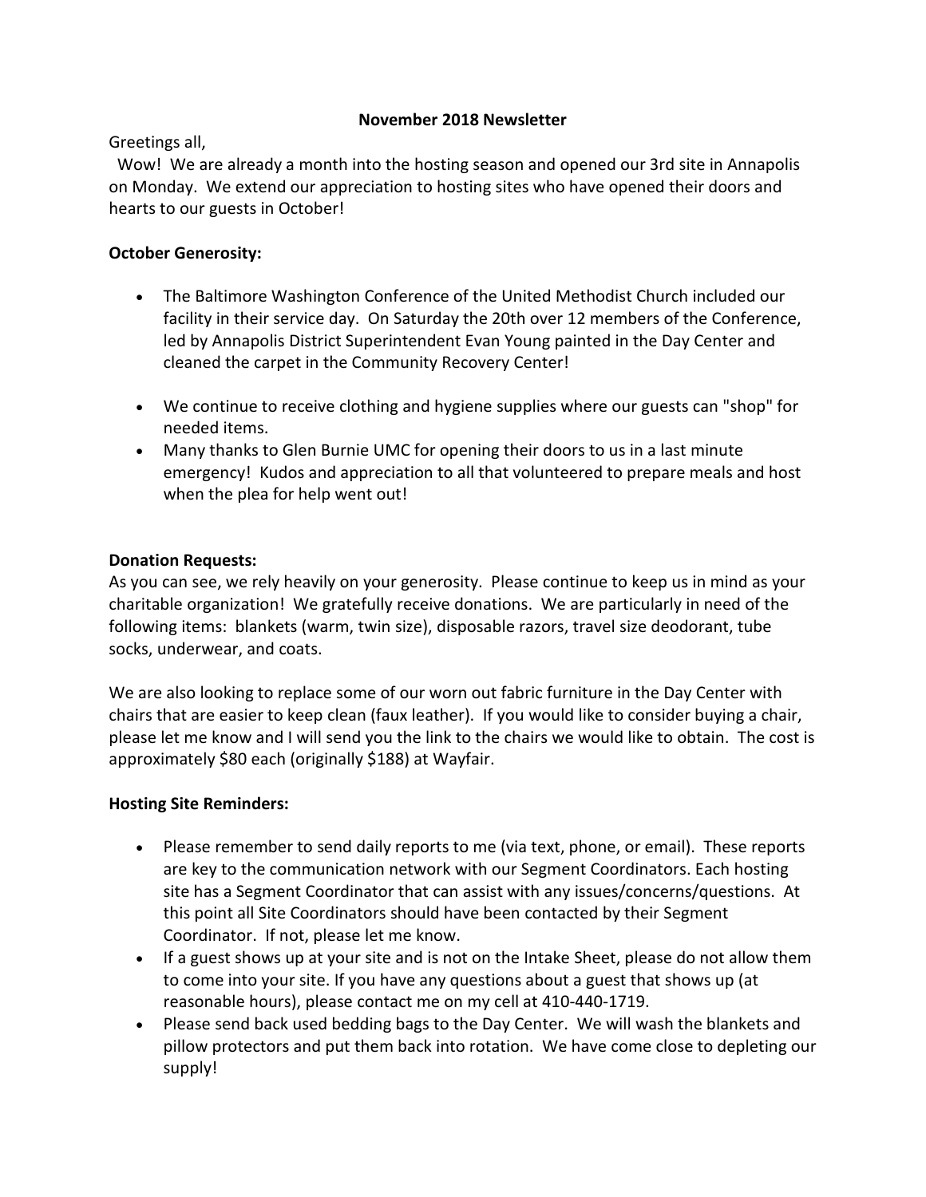**November 2018 Newsletter**

Greetings all,

Wow! We are already a month into the hosting season and opened our 3rd site in Annapolis on Monday. We extend our appreciation to hosting sites who have opened their doors and hearts to our guests in October!

**October Generosity:**

- The Baltimore Washington Conference of the United Methodist Church included our facility in their service day. On Saturday the 20th over 12 members of the Conference, led by Annapolis District Superintendent Evan Young painted in the Day Center and cleaned the carpet in the Community Recovery Center!
- We continue to receive clothing and hygiene supplies where our guests can "shop" for needed items.
- Many thanks to Glen Burnie UMC for opening their doors to us in a last minute emergency! Kudos and appreciation to all that volunteered to prepare meals and host when the plea for help went out!

**Donation Requests:**

As you can see, we rely heavily on your generosity. Please continue to keep us in mind as your charitable organization! We gratefully receive donations. We are particularly in need of the following items: blankets (warm, twin size), disposable razors, travel size deodorant, tube socks, underwear, and coats.

We are also looking to replace some of our worn out fabric furniture in the Day Center with chairs that are easier to keep clean (faux leather). If you would like to consider buying a chair, please let me know and I will send you the link to the chairs we would like to obtain. The cost is approximately $80 each (originally $188) at Wayfair.

**Hosting Site Reminders:**

- Please remember to send daily reports to me (via text, phone, or email). These reports are key to the communication network with our Segment Coordinators. Each hosting site has a Segment Coordinator that can assist with any issues/concerns/questions. At this point all Site Coordinators should have been contacted by their Segment Coordinator. If not, please let me know.
- If a guest shows up at your site and is not on the Intake Sheet, please do not allow them to come into your site. If you have any questions about a guest that shows up (at reasonable hours), please contact me on my cell at 410-440-1719.
- Please send back used bedding bags to the Day Center. We will wash the blankets and pillow protectors and put them back into rotation. We have come close to depleting our supply!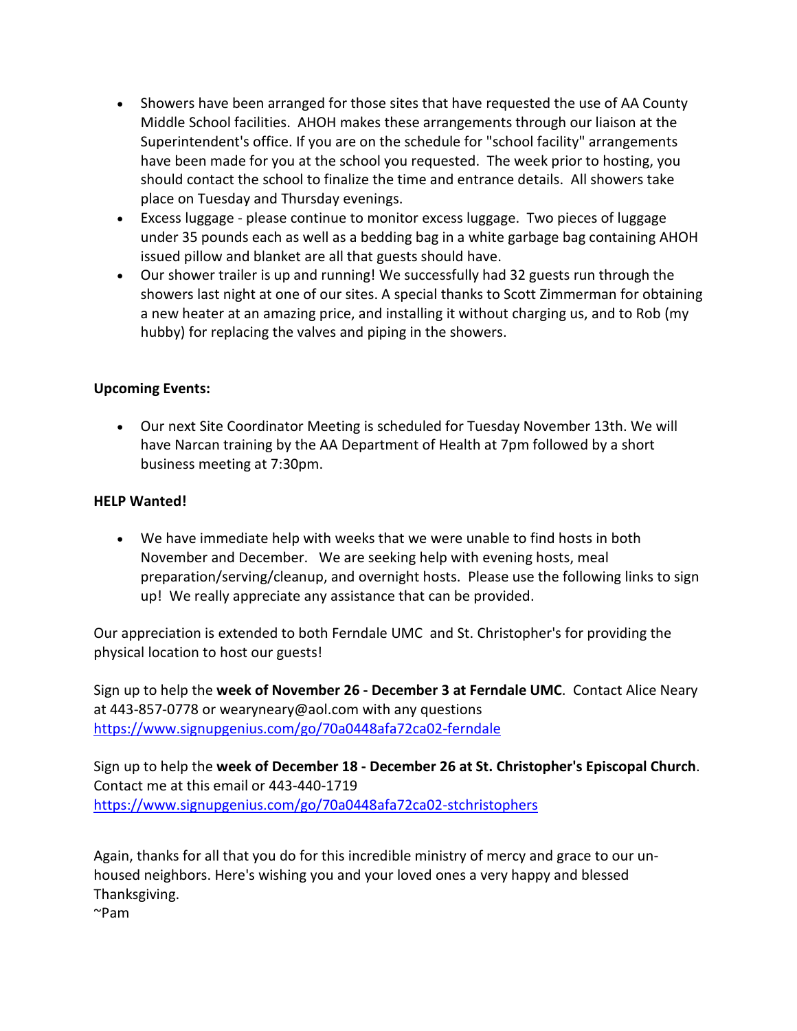- Showers have been arranged for those sites that have requested the use of AA County Middle School facilities. AHOH makes these arrangements through our liaison at the Superintendent's office. If you are on the schedule for "school facility" arrangements have been made for you at the school you requested. The week prior to hosting, you should contact the school to finalize the time and entrance details. All showers take place on Tuesday and Thursday evenings.
- Excess luggage - please continue to monitor excess luggage. Two pieces of luggage under 35 pounds each as well as a bedding bag in a white garbage bag containing AHOH issued pillow and blanket are all that guests should have.
- Our shower trailer is up and running! We successfully had 32 guests run through the showers last night at one of our sites. A special thanks to Scott Zimmerman for obtaining a new heater at an amazing price, and installing it without charging us, and to Rob (my hubby) for replacing the valves and piping in the showers.

**Upcoming Events:**

- Our next Site Coordinator Meeting is scheduled for Tuesday November 13th. We will have Narcan training by the AA Department of Health at 7pm followed by a short business meeting at 7:30pm.

**HELP Wanted!**

- We have immediate help with weeks that we were unable to find hosts in both November and December. We are seeking help with evening hosts, meal preparation/serving/cleanup, and overnight hosts. Please use the following links to sign up! We really appreciate any assistance that can be provided.

Our appreciation is extended to both Ferndale UMC and St. Christopher's for providing the physical location to host our guests!

Sign up to help the **week of November 26 - December 3 at Ferndale UMC**. Contact Alice Neary at 443-857-0778 or wearyneary@aol.com with any questions
https://www.signupgenius.com/go/70a0448afa72ca02-ferndale

Sign up to help the **week of December 18 - December 26 at St. Christopher's Episcopal Church**. Contact me at this email or 443-440-1719
https://www.signupgenius.com/go/70a0448afa72ca02-stchristophers

Again, thanks for all that you do for this incredible ministry of mercy and grace to our un-housed neighbors. Here's wishing you and your loved ones a very happy and blessed Thanksgiving.
~Pam